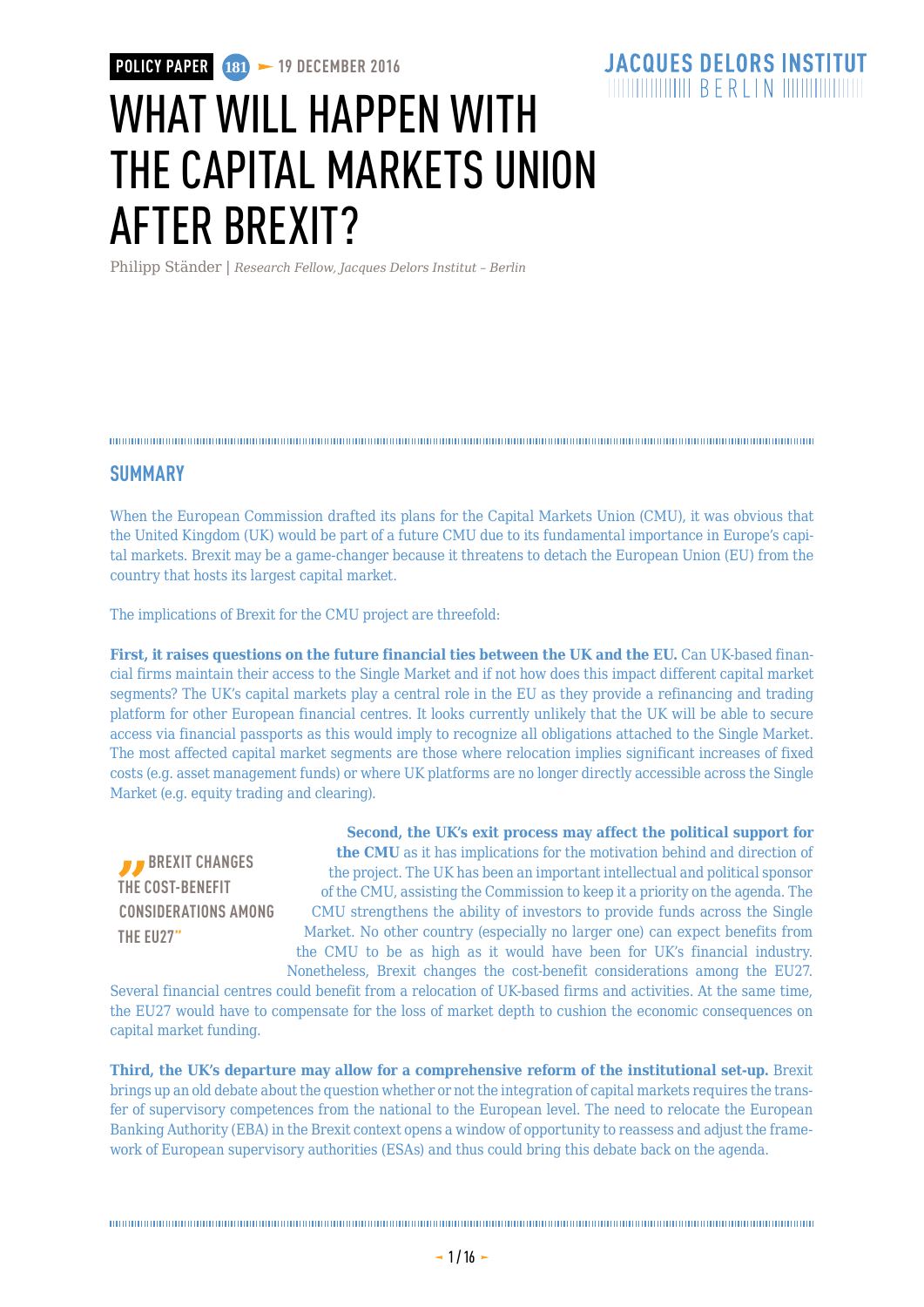POLICY PAPER 181 ➤ 19 DECEMBER 2016

JACQUES DELORS INSTITUT BERLIN

# WHAT WILL HAPPEN WITH THE CAPITAL MARKETS UNION AFTER BREXIT?

Philipp Ständer | *Research Fellow, Jacques Delors Institut – Berlin*

## SUMMARY

When the European Commission drafted its plans for the Capital Markets Union (CMU), it was obvious that the United Kingdom (UK) would be part of a future CMU due to its fundamental importance in Europe's capital markets. Brexit may be a game-changer because it threatens to detach the European Union (EU) from the country that hosts its largest capital market.

The implications of Brexit for the CMU project are threefold:

**First, it raises questions on the future financial ties between the UK and the EU.** Can UK-based financial firms maintain their access to the Single Market and if not how does this impact different capital market segments? The UK's capital markets play a central role in the EU as they provide a refinancing and trading platform for other European financial centres. It looks currently unlikely that the UK will be able to secure access via financial passports as this would imply to recognize all obligations attached to the Single Market. The most affected capital market segments are those where relocation implies significant increases of fixed costs (e.g. asset management funds) or where UK platforms are no longer directly accessible across the Single Market (e.g. equity trading and clearing).

> "BREXIT CHANGES THE COST-BENEFIT CONSIDERATIONS AMONG THE EU27"

**Second, the UK's exit process may affect the political support for the CMU** as it has implications for the motivation behind and direction of the project. The UK has been an important intellectual and political sponsor of the CMU, assisting the Commission to keep it a priority on the agenda. The CMU strengthens the ability of investors to provide funds across the Single Market. No other country (especially no larger one) can expect benefits from the CMU to be as high as it would have been for UK's financial industry. Nonetheless, Brexit changes the cost-benefit considerations among the EU27. Several financial centres could benefit from a relocation of UK-based firms and activities. At the same time, the EU27 would have to compensate for the loss of market depth to cushion the economic consequences on capital market funding.

**Third, the UK's departure may allow for a comprehensive reform of the institutional set-up.** Brexit brings up an old debate about the question whether or not the integration of capital markets requires the transfer of supervisory competences from the national to the European level. The need to relocate the European Banking Authority (EBA) in the Brexit context opens a window of opportunity to reassess and adjust the framework of European supervisory authorities (ESAs) and thus could bring this debate back on the agenda.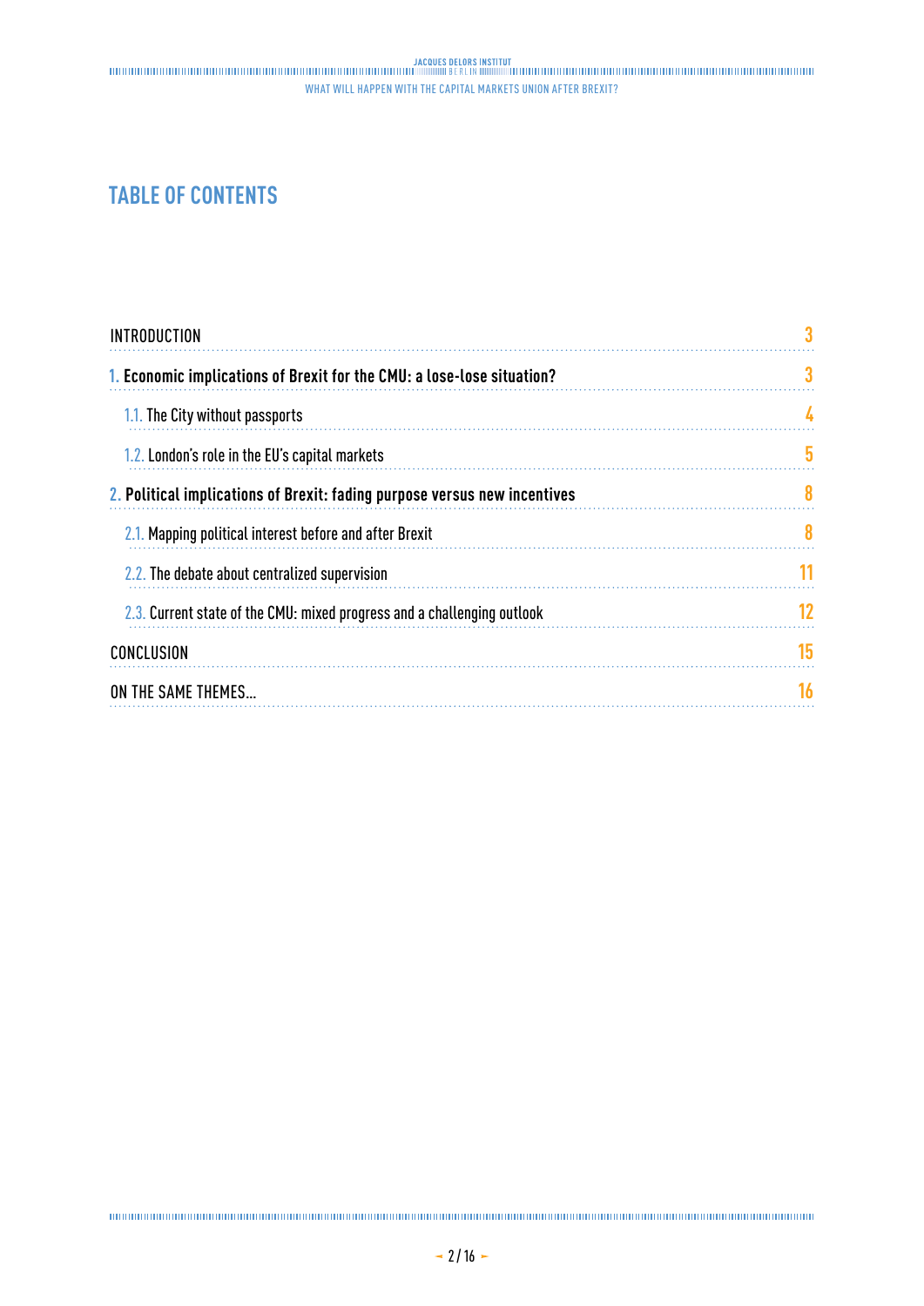## TABLE OF CONTENTS

| | |
|---|---|
| INTRODUCTION | 3 |
| **1. Economic implications of Brexit for the CMU: a lose-lose situation?** | 3 |
| 1.1. The City without passports | 4 |
| 1.2. London's role in the EU's capital markets | 5 |
| **2. Political implications of Brexit: fading purpose versus new incentives** | 8 |
| 2.1. Mapping political interest before and after Brexit | 8 |
| 2.2. The debate about centralized supervision | 11 |
| 2.3. Current state of the CMU: mixed progress and a challenging outlook | 12 |
| CONCLUSION | 15 |
| ON THE SAME THEMES... | 16 |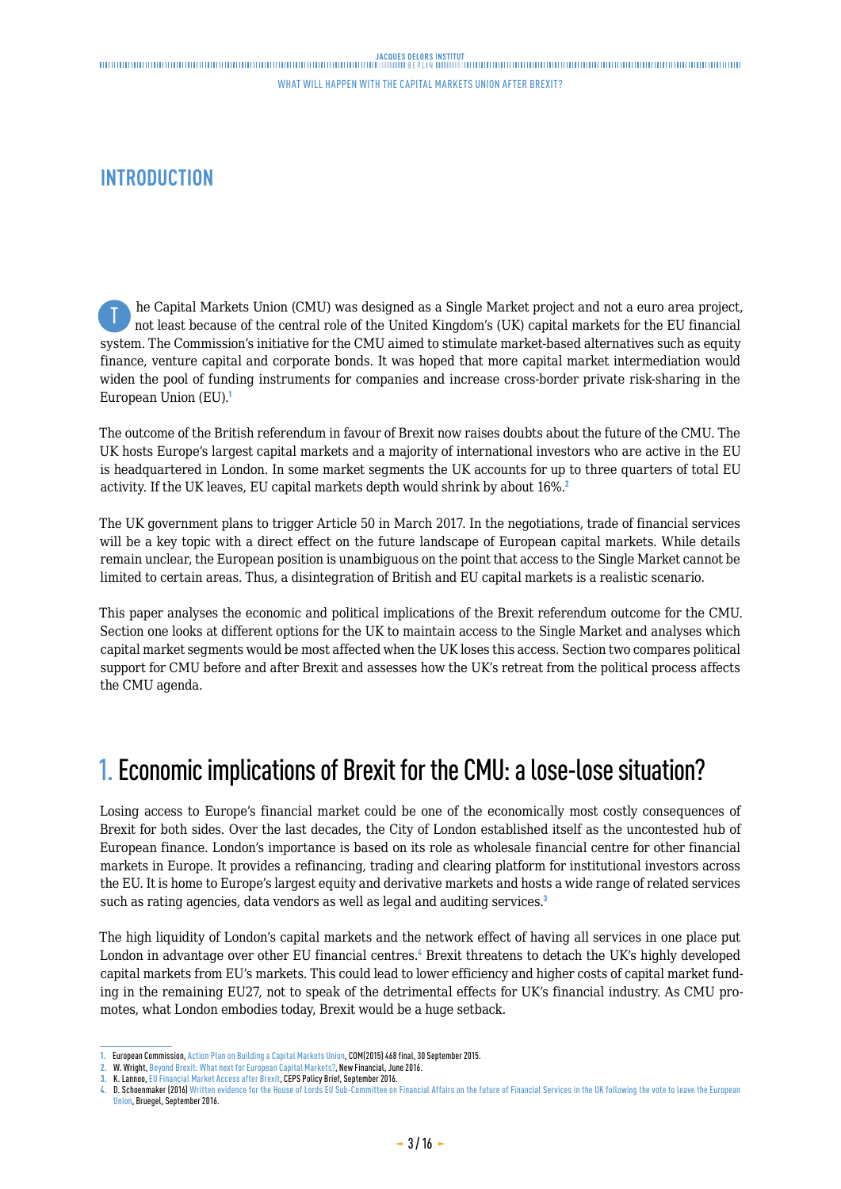## INTRODUCTION

The Capital Markets Union (CMU) was designed as a Single Market project and not a euro area project, not least because of the central role of the United Kingdom's (UK) capital markets for the EU financial system. The Commission's initiative for the CMU aimed to stimulate market-based alternatives such as equity finance, venture capital and corporate bonds. It was hoped that more capital market intermediation would widen the pool of funding instruments for companies and increase cross-border private risk-sharing in the European Union (EU).[1]

The outcome of the British referendum in favour of Brexit now raises doubts about the future of the CMU. The UK hosts Europe's largest capital markets and a majority of international investors who are active in the EU is headquartered in London. In some market segments the UK accounts for up to three quarters of total EU activity. If the UK leaves, EU capital markets depth would shrink by about 16%.[2]

The UK government plans to trigger Article 50 in March 2017. In the negotiations, trade of financial services will be a key topic with a direct effect on the future landscape of European capital markets. While details remain unclear, the European position is unambiguous on the point that access to the Single Market cannot be limited to certain areas. Thus, a disintegration of British and EU capital markets is a realistic scenario.

This paper analyses the economic and political implications of the Brexit referendum outcome for the CMU. Section one looks at different options for the UK to maintain access to the Single Market and analyses which capital market segments would be most affected when the UK loses this access. Section two compares political support for CMU before and after Brexit and assesses how the UK's retreat from the political process affects the CMU agenda.

# 1. Economic implications of Brexit for the CMU: a lose-lose situation?

Losing access to Europe's financial market could be one of the economically most costly consequences of Brexit for both sides. Over the last decades, the City of London established itself as the uncontested hub of European finance. London's importance is based on its role as wholesale financial centre for other financial markets in Europe. It provides a refinancing, trading and clearing platform for institutional investors across the EU. It is home to Europe's largest equity and derivative markets and hosts a wide range of related services such as rating agencies, data vendors as well as legal and auditing services.[3]

The high liquidity of London's capital markets and the network effect of having all services in one place put London in advantage over other EU financial centres.[4] Brexit threatens to detach the UK's highly developed capital markets from EU's markets. This could lead to lower efficiency and higher costs of capital market funding in the remaining EU27, not to speak of the detrimental effects for UK's financial industry. As CMU promotes, what London embodies today, Brexit would be a huge setback.

---

1. European Commission, Action Plan on Building a Capital Markets Union, COM(2015) 468 final, 30 September 2015.
2. W. Wright, Beyond Brexit: What next for European Capital Markets?, New Financial, June 2016.
3. K. Lannoo, EU Financial Market Access after Brexit, CEPS Policy Brief, September 2016.
4. D. Schoenmaker (2016) Written evidence for the House of Lords EU Sub-Committee on Financial Affairs on the future of Financial Services in the UK following the vote to leave the European Union, Bruegel, September 2016.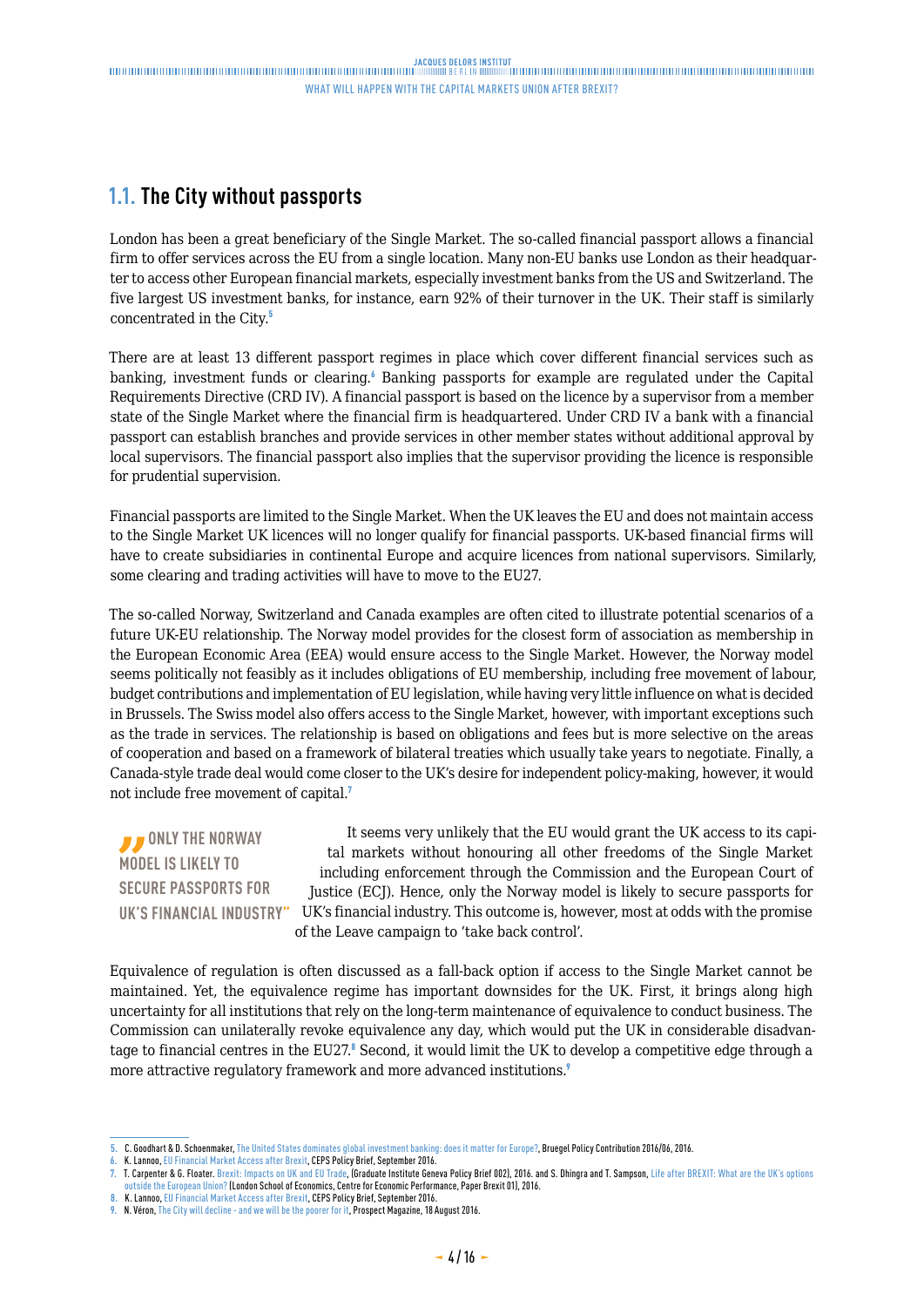## 1.1. The City without passports

London has been a great beneficiary of the Single Market. The so-called financial passport allows a financial firm to offer services across the EU from a single location. Many non-EU banks use London as their headquarter to access other European financial markets, especially investment banks from the US and Switzerland. The five largest US investment banks, for instance, earn 92% of their turnover in the UK. Their staff is similarly concentrated in the City.[5]

There are at least 13 different passport regimes in place which cover different financial services such as banking, investment funds or clearing.[6] Banking passports for example are regulated under the Capital Requirements Directive (CRD IV). A financial passport is based on the licence by a supervisor from a member state of the Single Market where the financial firm is headquartered. Under CRD IV a bank with a financial passport can establish branches and provide services in other member states without additional approval by local supervisors. The financial passport also implies that the supervisor providing the licence is responsible for prudential supervision.

Financial passports are limited to the Single Market. When the UK leaves the EU and does not maintain access to the Single Market UK licences will no longer qualify for financial passports. UK-based financial firms will have to create subsidiaries in continental Europe and acquire licences from national supervisors. Similarly, some clearing and trading activities will have to move to the EU27.

The so-called Norway, Switzerland and Canada examples are often cited to illustrate potential scenarios of a future UK-EU relationship. The Norway model provides for the closest form of association as membership in the European Economic Area (EEA) would ensure access to the Single Market. However, the Norway model seems politically not feasibly as it includes obligations of EU membership, including free movement of labour, budget contributions and implementation of EU legislation, while having very little influence on what is decided in Brussels. The Swiss model also offers access to the Single Market, however, with important exceptions such as the trade in services. The relationship is based on obligations and fees but is more selective on the areas of cooperation and based on a framework of bilateral treaties which usually take years to negotiate. Finally, a Canada-style trade deal would come closer to the UK's desire for independent policy-making, however, it would not include free movement of capital.[7]

> "ONLY THE NORWAY MODEL IS LIKELY TO SECURE PASSPORTS FOR UK'S FINANCIAL INDUSTRY"

It seems very unlikely that the EU would grant the UK access to its capital markets without honouring all other freedoms of the Single Market including enforcement through the Commission and the European Court of Justice (ECJ). Hence, only the Norway model is likely to secure passports for UK's financial industry. This outcome is, however, most at odds with the promise of the Leave campaign to 'take back control'.

Equivalence of regulation is often discussed as a fall-back option if access to the Single Market cannot be maintained. Yet, the equivalence regime has important downsides for the UK. First, it brings along high uncertainty for all institutions that rely on the long-term maintenance of equivalence to conduct business. The Commission can unilaterally revoke equivalence any day, which would put the UK in considerable disadvantage to financial centres in the EU27.[8] Second, it would limit the UK to develop a competitive edge through a more attractive regulatory framework and more advanced institutions.[9]

---

5. C. Goodhart & D. Schoenmaker, The United States dominates global investment banking: does it matter for Europe?, Bruegel Policy Contribution 2016/06, 2016.
6. K. Lannoo, EU Financial Market Access after Brexit, CEPS Policy Brief, September 2016.
7. T. Carpenter & G. Floater. Brexit: Impacts on UK and EU Trade, (Graduate Institute Geneva Policy Brief 002), 2016. and S. Dhingra and T. Sampson, Life after BREXIT: What are the UK's options outside the European Union? (London School of Economics, Centre for Economic Performance, Paper Brexit 01), 2016.
8. K. Lannoo, EU Financial Market Access after Brexit, CEPS Policy Brief, September 2016.
9. N. Véron, The City will decline - and we will be the poorer for it, Prospect Magazine, 18 August 2016.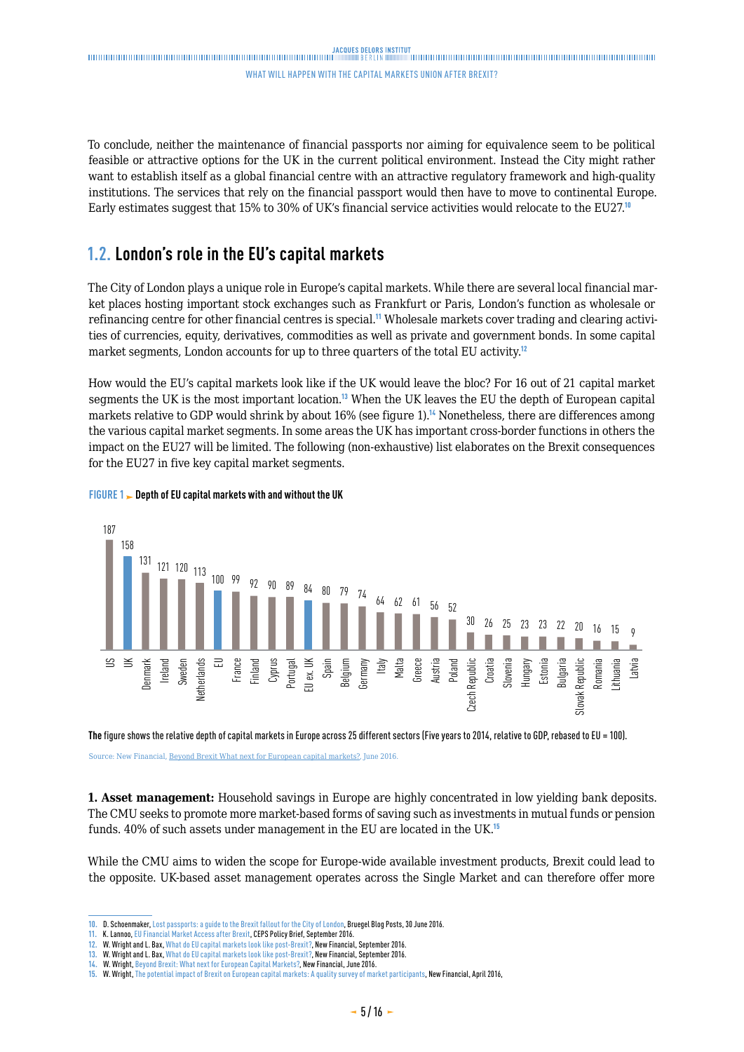To conclude, neither the maintenance of financial passports nor aiming for equivalence seem to be political feasible or attractive options for the UK in the current political environment. Instead the City might rather want to establish itself as a global financial centre with an attractive regulatory framework and high-quality institutions. The services that rely on the financial passport would then have to move to continental Europe. Early estimates suggest that 15% to 30% of UK's financial service activities would relocate to the EU27.[10]

## 1.2. London's role in the EU's capital markets

The City of London plays a unique role in Europe's capital markets. While there are several local financial market places hosting important stock exchanges such as Frankfurt or Paris, London's function as wholesale or refinancing centre for other financial centres is special.[11] Wholesale markets cover trading and clearing activities of currencies, equity, derivatives, commodities as well as private and government bonds. In some capital market segments, London accounts for up to three quarters of the total EU activity.[12]

How would the EU's capital markets look like if the UK would leave the bloc? For 16 out of 21 capital market segments the UK is the most important location.[13] When the UK leaves the EU the depth of European capital markets relative to GDP would shrink by about 16% (see figure 1).[14] Nonetheless, there are differences among the various capital market segments. In some areas the UK has important cross-border functions in others the impact on the EU27 will be limited. The following (non-exhaustive) list elaborates on the Brexit consequences for the EU27 in five key capital market segments.

**FIGURE 1 ► Depth of EU capital markets with and without the UK**

| Country | Depth |
|---|---|
| US | 187 |
| UK | 158 |
| Denmark | 131 |
| Ireland | 121 |
| Sweden | 120 |
| Netherlands | 113 |
| EU | 100 |
| France | 99 |
| Finland | 92 |
| Cyprus | 90 |
| Portugal | 89 |
| EU ex. UK | 84 |
| Spain | 80 |
| Belgium | 79 |
| Germany | 74 |
| Italy | 64 |
| Malta | 62 |
| Greece | 61 |
| Austria | 56 |
| Poland | 52 |
| Czech Republic | 30 |
| Croatia | 26 |
| Slovenia | 25 |
| Hungary | 23 |
| Estonia | 23 |
| Bulgaria | 22 |
| Slovak Republic | 20 |
| Romania | 16 |
| Lithuania | 15 |
| Latvia | 9 |

**The** figure shows the relative depth of capital markets in Europe across 25 different sectors (Five years to 2014, relative to GDP, rebased to EU = 100).

Source: New Financial, Beyond Brexit What next for European capital markets?, June 2016.

**1. Asset management:** Household savings in Europe are highly concentrated in low yielding bank deposits. The CMU seeks to promote more market-based forms of saving such as investments in mutual funds or pension funds. 40% of such assets under management in the EU are located in the UK.[15]

While the CMU aims to widen the scope for Europe-wide available investment products, Brexit could lead to the opposite. UK-based asset management operates across the Single Market and can therefore offer more

---

10. D. Schoenmaker, Lost passports: a guide to the Brexit fallout for the City of London, Bruegel Blog Posts, 30 June 2016.
11. K. Lannoo, EU Financial Market Access after Brexit, CEPS Policy Brief, September 2016.
12. W. Wright and L. Bax, What do EU capital markets look like post-Brexit?, New Financial, September 2016.
13. W. Wright and L. Bax, What do EU capital markets look like post-Brexit?, New Financial, September 2016.
14. W. Wright, Beyond Brexit: What next for European Capital Markets?, New Financial, June 2016.
15. W. Wright, The potential impact of Brexit on European capital markets: A quality survey of market participants, New Financial, April 2016,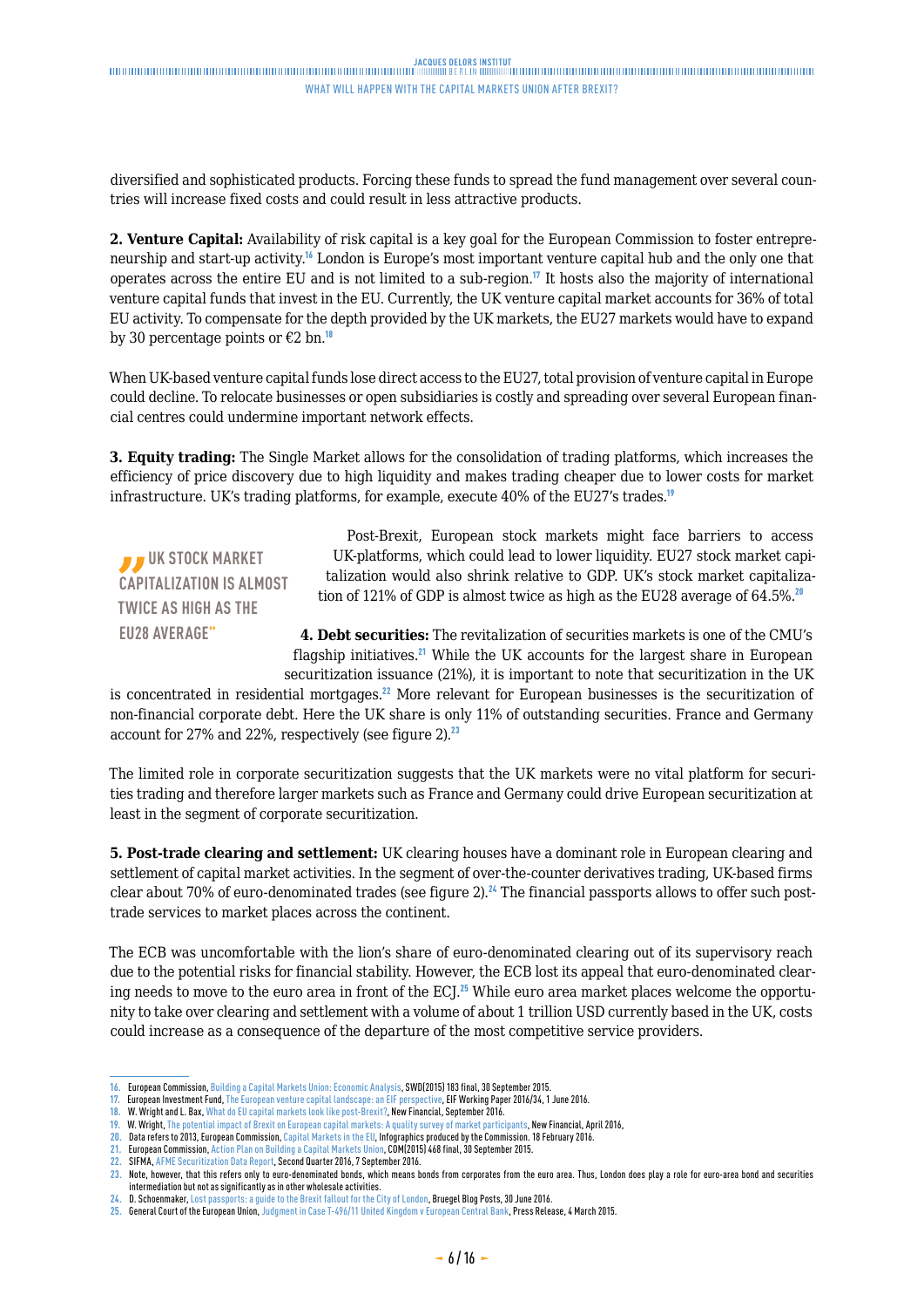diversified and sophisticated products. Forcing these funds to spread the fund management over several countries will increase fixed costs and could result in less attractive products.

**2. Venture Capital:** Availability of risk capital is a key goal for the European Commission to foster entrepreneurship and start-up activity.[16] London is Europe's most important venture capital hub and the only one that operates across the entire EU and is not limited to a sub-region.[17] It hosts also the majority of international venture capital funds that invest in the EU. Currently, the UK venture capital market accounts for 36% of total EU activity. To compensate for the depth provided by the UK markets, the EU27 markets would have to expand by 30 percentage points or €2 bn.[18]

When UK-based venture capital funds lose direct access to the EU27, total provision of venture capital in Europe could decline. To relocate businesses or open subsidiaries is costly and spreading over several European financial centres could undermine important network effects.

**3. Equity trading:** The Single Market allows for the consolidation of trading platforms, which increases the efficiency of price discovery due to high liquidity and makes trading cheaper due to lower costs for market infrastructure. UK's trading platforms, for example, execute 40% of the EU27's trades.[19]

> "UK STOCK MARKET CAPITALIZATION IS ALMOST TWICE AS HIGH AS THE EU28 AVERAGE"

Post-Brexit, European stock markets might face barriers to access UK-platforms, which could lead to lower liquidity. EU27 stock market capitalization would also shrink relative to GDP. UK's stock market capitalization of 121% of GDP is almost twice as high as the EU28 average of 64.5%.[20]

**4. Debt securities:** The revitalization of securities markets is one of the CMU's flagship initiatives.[21] While the UK accounts for the largest share in European securitization issuance (21%), it is important to note that securitization in the UK is concentrated in residential mortgages.[22] More relevant for European businesses is the securitization of non-financial corporate debt. Here the UK share is only 11% of outstanding securities. France and Germany account for 27% and 22%, respectively (see figure 2).[23]

The limited role in corporate securitization suggests that the UK markets were no vital platform for securities trading and therefore larger markets such as France and Germany could drive European securitization at least in the segment of corporate securitization.

**5. Post-trade clearing and settlement:** UK clearing houses have a dominant role in European clearing and settlement of capital market activities. In the segment of over-the-counter derivatives trading, UK-based firms clear about 70% of euro-denominated trades (see figure 2).[24] The financial passports allows to offer such post-trade services to market places across the continent.

The ECB was uncomfortable with the lion's share of euro-denominated clearing out of its supervisory reach due to the potential risks for financial stability. However, the ECB lost its appeal that euro-denominated clearing needs to move to the euro area in front of the ECJ.[25] While euro area market places welcome the opportunity to take over clearing and settlement with a volume of about 1 trillion USD currently based in the UK, costs could increase as a consequence of the departure of the most competitive service providers.

---

16. European Commission, Building a Capital Markets Union: Economic Analysis, SWD(2015) 183 final, 30 September 2015.
17. European Investment Fund, The European venture capital landscape: an EIF perspective, EIF Working Paper 2016/34, 1 June 2016.
18. W. Wright and L. Bax, What do EU capital markets look like post-Brexit?, New Financial, September 2016.
19. W. Wright, The potential impact of Brexit on European capital markets: A quality survey of market participants, New Financial, April 2016,
20. Data refers to 2013, European Commission, Capital Markets in the EU, Infographics produced by the Commission. 18 February 2016.
21. European Commission, Action Plan on Building a Capital Markets Union, COM(2015) 468 final, 30 September 2015.
22. SIFMA, AFME Securitization Data Report, Second Quarter 2016, 7 September 2016.
23. Note, however, that this refers only to euro-denominated bonds, which means bonds from corporates from the euro area. Thus, London does play a role for euro-area bond and securities intermediation but not as significantly as in other wholesale activities.
24. D. Schoenmaker, Lost passports: a guide to the Brexit fallout for the City of London, Bruegel Blog Posts, 30 June 2016.
25. General Court of the European Union, Judgment in Case T-496/11 United Kingdom v European Central Bank, Press Release, 4 March 2015.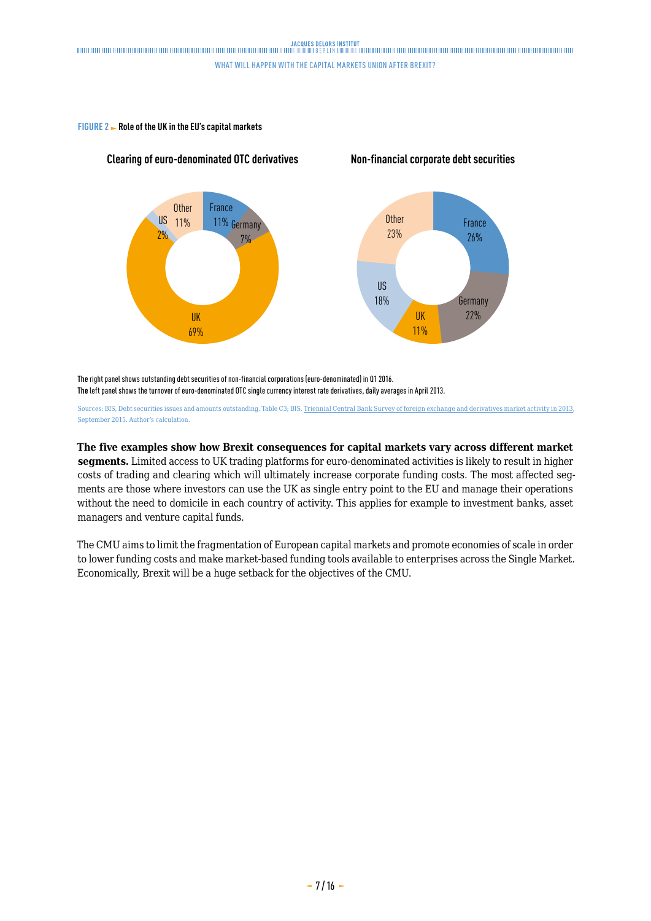**FIGURE 2** ► **Role of the UK in the EU's capital markets**

**Clearing of euro-denominated OTC derivatives**

| Country | Share |
|---|---|
| France | 11% |
| Germany | 7% |
| UK | 69% |
| US | 2% |
| Other | 11% |

**Non-financial corporate debt securities**

| Country | Share |
|---|---|
| France | 26% |
| Germany | 22% |
| UK | 11% |
| US | 18% |
| Other | 23% |

**The** right panel shows outstanding debt securities of non-financial corporations (euro-denominated) in Q1 2016.
**The** left panel shows the turnover of euro-denominated OTC single currency interest rate derivatives, daily averages in April 2013.

Sources: BIS, Debt securities issues and amounts outstanding, Table C3; BIS, Triennial Central Bank Survey of foreign exchange and derivatives market activity in 2013, September 2015. Author's calculation.

**The five examples show how Brexit consequences for capital markets vary across different market segments.** Limited access to UK trading platforms for euro-denominated activities is likely to result in higher costs of trading and clearing which will ultimately increase corporate funding costs. The most affected segments are those where investors can use the UK as single entry point to the EU and manage their operations without the need to domicile in each country of activity. This applies for example to investment banks, asset managers and venture capital funds.

The CMU aims to limit the fragmentation of European capital markets and promote economies of scale in order to lower funding costs and make market-based funding tools available to enterprises across the Single Market. Economically, Brexit will be a huge setback for the objectives of the CMU.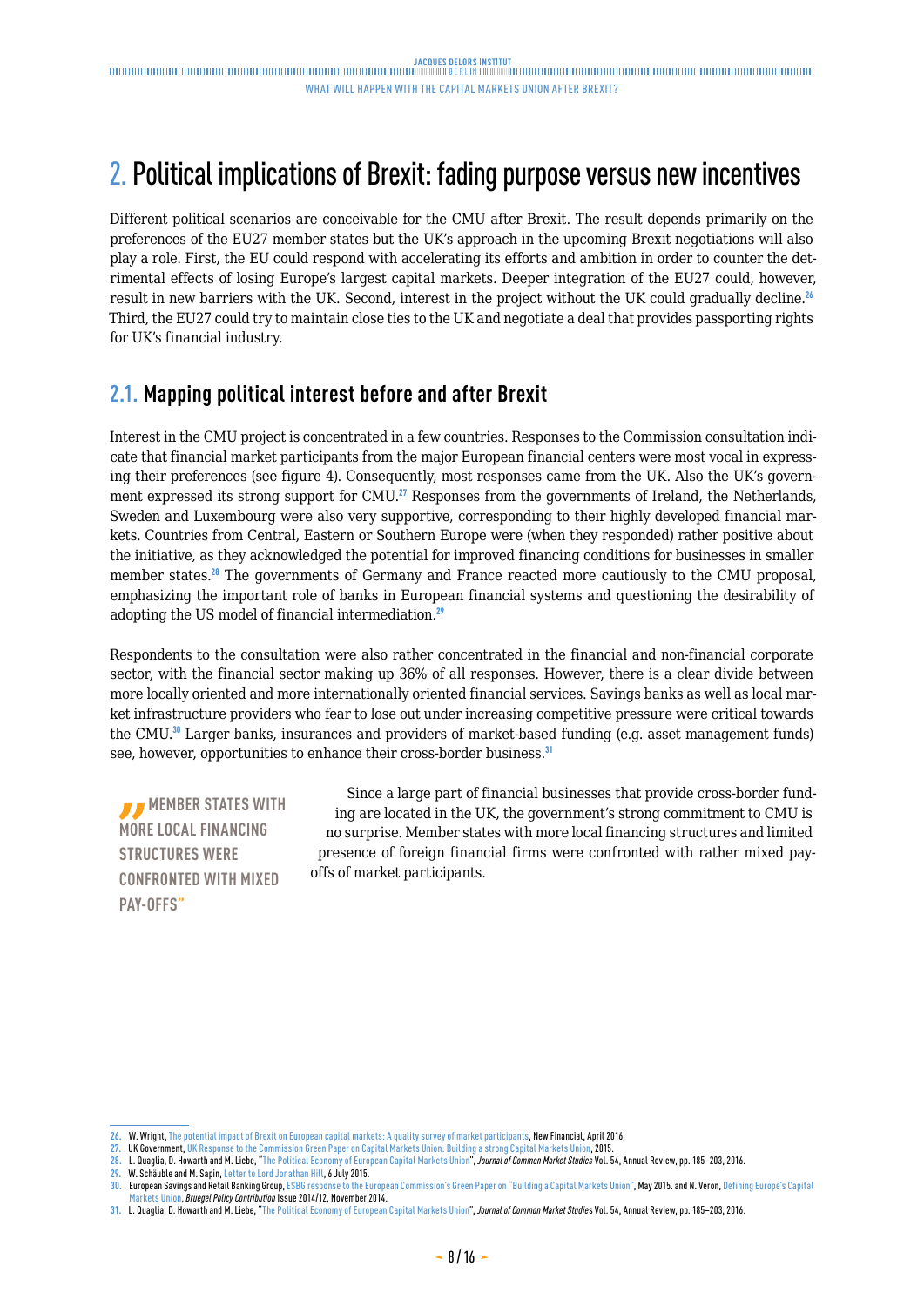## 2. Political implications of Brexit: fading purpose versus new incentives

Different political scenarios are conceivable for the CMU after Brexit. The result depends primarily on the preferences of the EU27 member states but the UK's approach in the upcoming Brexit negotiations will also play a role. First, the EU could respond with accelerating its efforts and ambition in order to counter the detrimental effects of losing Europe's largest capital markets. Deeper integration of the EU27 could, however, result in new barriers with the UK. Second, interest in the project without the UK could gradually decline.[26] Third, the EU27 could try to maintain close ties to the UK and negotiate a deal that provides passporting rights for UK's financial industry.

### 2.1. Mapping political interest before and after Brexit

Interest in the CMU project is concentrated in a few countries. Responses to the Commission consultation indicate that financial market participants from the major European financial centers were most vocal in expressing their preferences (see figure 4). Consequently, most responses came from the UK. Also the UK's government expressed its strong support for CMU.[27] Responses from the governments of Ireland, the Netherlands, Sweden and Luxembourg were also very supportive, corresponding to their highly developed financial markets. Countries from Central, Eastern or Southern Europe were (when they responded) rather positive about the initiative, as they acknowledged the potential for improved financing conditions for businesses in smaller member states.[28] The governments of Germany and France reacted more cautiously to the CMU proposal, emphasizing the important role of banks in European financial systems and questioning the desirability of adopting the US model of financial intermediation.[29]

Respondents to the consultation were also rather concentrated in the financial and non-financial corporate sector, with the financial sector making up 36% of all responses. However, there is a clear divide between more locally oriented and more internationally oriented financial services. Savings banks as well as local market infrastructure providers who fear to lose out under increasing competitive pressure were critical towards the CMU.[30] Larger banks, insurances and providers of market-based funding (e.g. asset management funds) see, however, opportunities to enhance their cross-border business.[31]

> "Member states with more local financing structures were confronted with mixed pay-offs"

Since a large part of financial businesses that provide cross-border funding are located in the UK, the government's strong commitment to CMU is no surprise. Member states with more local financing structures and limited presence of foreign financial firms were confronted with rather mixed pay-offs of market participants.

---

26. W. Wright, The potential impact of Brexit on European capital markets: A quality survey of market participants, New Financial, April 2016.
27. UK Government, UK Response to the Commission Green Paper on Capital Markets Union: Building a strong Capital Markets Union, 2015.
28. L. Quaglia, D. Howarth and M. Liebe, "The Political Economy of European Capital Markets Union", *Journal of Common Market Studies* Vol. 54, Annual Review, pp. 185–203, 2016.
29. W. Schäuble and M. Sapin, Letter to Lord Jonathan Hill, 6 July 2015.
30. European Savings and Retail Banking Group, ESBG response to the European Commission's Green Paper on "Building a Capital Markets Union", May 2015. and N. Véron, Defining Europe's Capital Markets Union, *Bruegel Policy Contribution* Issue 2014/12, November 2014.
31. L. Quaglia, D. Howarth and M. Liebe, "The Political Economy of European Capital Markets Union", *Journal of Common Market Studies* Vol. 54, Annual Review, pp. 185–203, 2016.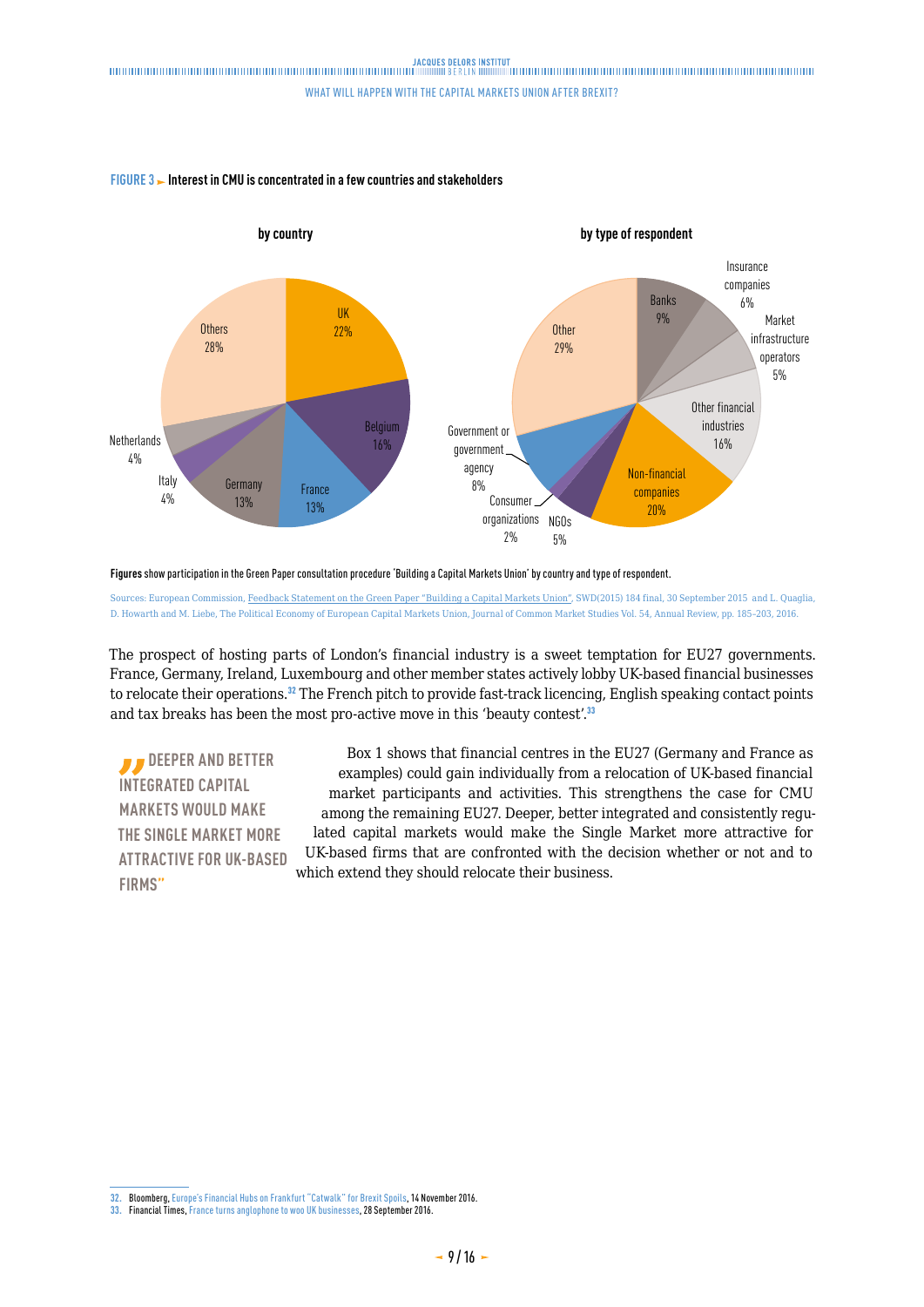**FIGURE 3 ► Interest in CMU is concentrated in a few countries and stakeholders**

**by country**

| Country | Share |
|---|---|
| UK | 22% |
| Belgium | 16% |
| France | 13% |
| Germany | 13% |
| Italy | 4% |
| Netherlands | 4% |
| Others | 28% |

**by type of respondent**

| Type of respondent | Share |
|---|---|
| Banks | 9% |
| Insurance companies | 6% |
| Market infrastructure operators | 5% |
| Other financial industries | 16% |
| Non-financial companies | 20% |
| NGOs | 5% |
| Consumer organizations | 2% |
| Government or government agency | 8% |
| Other | 29% |

**Figures** show participation in the Green Paper consultation procedure 'Building a Capital Markets Union' by country and type of respondent.

Sources: European Commission, Feedback Statement on the Green Paper "Building a Capital Markets Union", SWD(2015) 184 final, 30 September 2015 and L. Quaglia, D. Howarth and M. Liebe, The Political Economy of European Capital Markets Union, Journal of Common Market Studies Vol. 54, Annual Review, pp. 185-203, 2016.

The prospect of hosting parts of London's financial industry is a sweet temptation for EU27 governments. France, Germany, Ireland, Luxembourg and other member states actively lobby UK-based financial businesses to relocate their operations.[32] The French pitch to provide fast-track licencing, English speaking contact points and tax breaks has been the most pro-active move in this 'beauty contest'.[33]

> "DEEPER AND BETTER INTEGRATED CAPITAL MARKETS WOULD MAKE THE SINGLE MARKET MORE ATTRACTIVE FOR UK-BASED FIRMS"

Box 1 shows that financial centres in the EU27 (Germany and France as examples) could gain individually from a relocation of UK-based financial market participants and activities. This strengthens the case for CMU among the remaining EU27. Deeper, better integrated and consistently regulated capital markets would make the Single Market more attractive for UK-based firms that are confronted with the decision whether or not and to which extend they should relocate their business.

---

32. Bloomberg, Europe's Financial Hubs on Frankfurt "Catwalk" for Brexit Spoils, 14 November 2016.
33. Financial Times, France turns anglophone to woo UK businesses, 28 September 2016.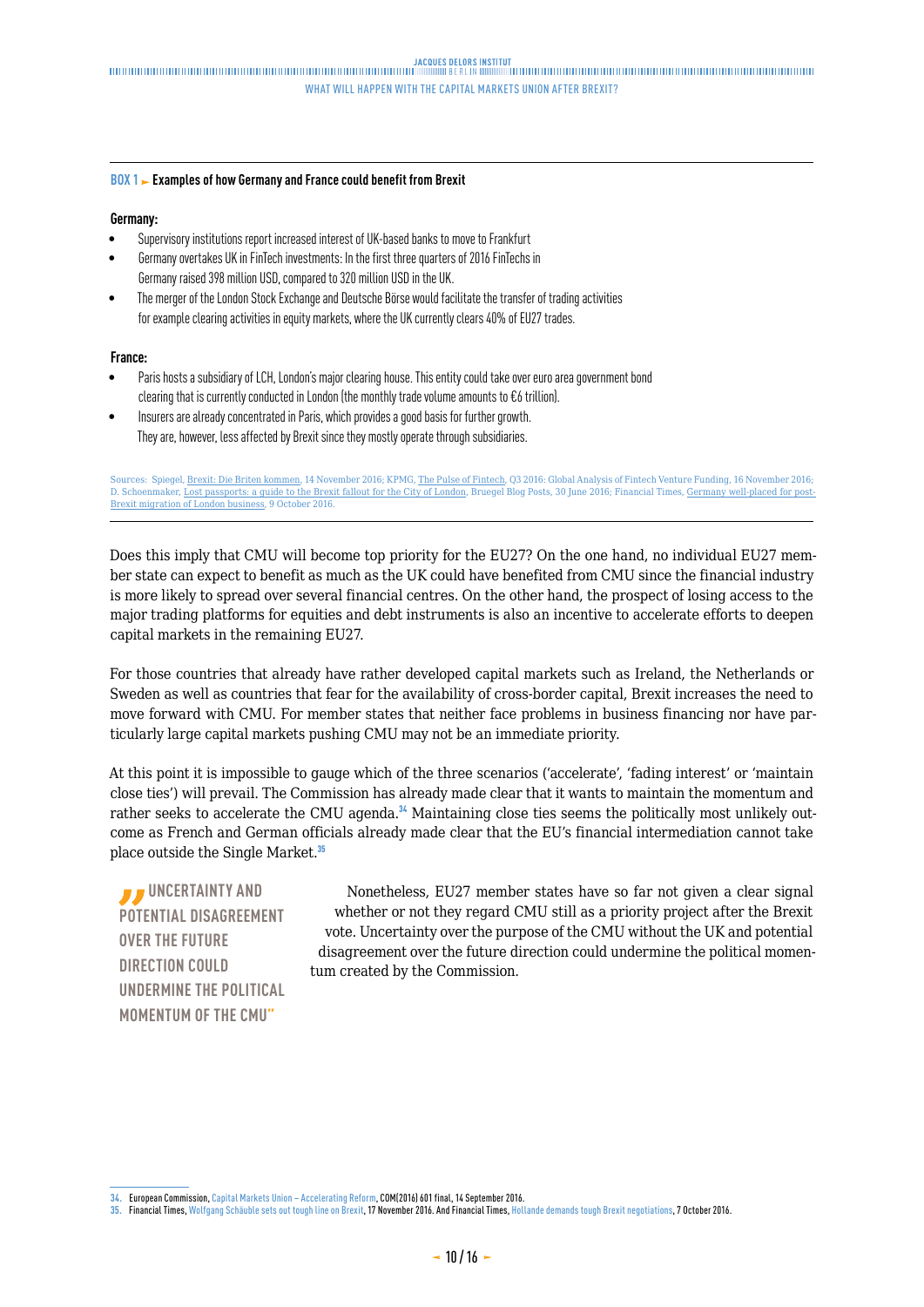**BOX 1 ► Examples of how Germany and France could benefit from Brexit**

**Germany:**

- Supervisory institutions report increased interest of UK-based banks to move to Frankfurt
- Germany overtakes UK in FinTech investments: In the first three quarters of 2016 FinTechs in Germany raised 398 million USD, compared to 320 million USD in the UK.
- The merger of the London Stock Exchange and Deutsche Börse would facilitate the transfer of trading activities for example clearing activities in equity markets, where the UK currently clears 40% of EU27 trades.

**France:**

- Paris hosts a subsidiary of LCH, London's major clearing house. This entity could take over euro area government bond clearing that is currently conducted in London (the monthly trade volume amounts to €6 trillion).
- Insurers are already concentrated in Paris, which provides a good basis for further growth. They are, however, less affected by Brexit since they mostly operate through subsidiaries.

Sources: Spiegel, Brexit: Die Briten kommen, 14 November 2016; KPMG, The Pulse of Fintech, Q3 2016: Global Analysis of Fintech Venture Funding, 16 November 2016; D. Schoenmaker, Lost passports: a guide to the Brexit fallout for the City of London, Bruegel Blog Posts, 30 June 2016; Financial Times, Germany well-placed for post-Brexit migration of London business, 9 October 2016.

Does this imply that CMU will become top priority for the EU27? On the one hand, no individual EU27 member state can expect to benefit as much as the UK could have benefited from CMU since the financial industry is more likely to spread over several financial centres. On the other hand, the prospect of losing access to the major trading platforms for equities and debt instruments is also an incentive to accelerate efforts to deepen capital markets in the remaining EU27.

For those countries that already have rather developed capital markets such as Ireland, the Netherlands or Sweden as well as countries that fear for the availability of cross-border capital, Brexit increases the need to move forward with CMU. For member states that neither face problems in business financing nor have particularly large capital markets pushing CMU may not be an immediate priority.

At this point it is impossible to gauge which of the three scenarios ('accelerate', 'fading interest' or 'maintain close ties') will prevail. The Commission has already made clear that it wants to maintain the momentum and rather seeks to accelerate the CMU agenda.[34] Maintaining close ties seems the politically most unlikely outcome as French and German officials already made clear that the EU's financial intermediation cannot take place outside the Single Market.[35]

> "UNCERTAINTY AND POTENTIAL DISAGREEMENT OVER THE FUTURE DIRECTION COULD UNDERMINE THE POLITICAL MOMENTUM OF THE CMU"

Nonetheless, EU27 member states have so far not given a clear signal whether or not they regard CMU still as a priority project after the Brexit vote. Uncertainty over the purpose of the CMU without the UK and potential disagreement over the future direction could undermine the political momentum created by the Commission.

---

34. European Commission, Capital Markets Union – Accelerating Reform, COM(2016) 601 final, 14 September 2016.
35. Financial Times, Wolfgang Schäuble sets out tough line on Brexit, 17 November 2016. And Financial Times, Hollande demands tough Brexit negotiations, 7 October 2016.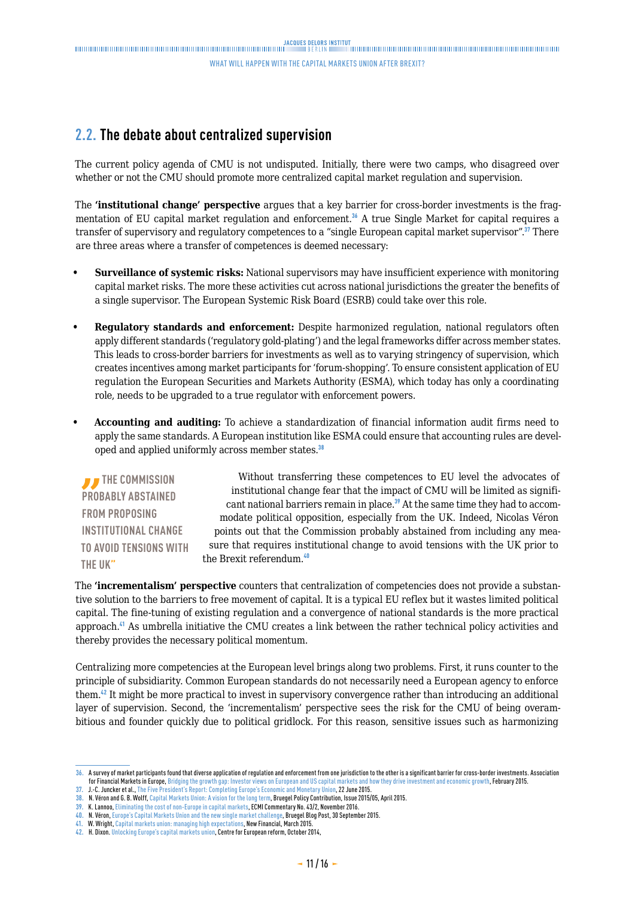## 2.2. The debate about centralized supervision

The current policy agenda of CMU is not undisputed. Initially, there were two camps, who disagreed over whether or not the CMU should promote more centralized capital market regulation and supervision.

The **'institutional change' perspective** argues that a key barrier for cross-border investments is the fragmentation of EU capital market regulation and enforcement.[36] A true Single Market for capital requires a transfer of supervisory and regulatory competences to a "single European capital market supervisor".[37] There are three areas where a transfer of competences is deemed necessary:

- **Surveillance of systemic risks:** National supervisors may have insufficient experience with monitoring capital market risks. The more these activities cut across national jurisdictions the greater the benefits of a single supervisor. The European Systemic Risk Board (ESRB) could take over this role.
- **Regulatory standards and enforcement:** Despite harmonized regulation, national regulators often apply different standards ('regulatory gold-plating') and the legal frameworks differ across member states. This leads to cross-border barriers for investments as well as to varying stringency of supervision, which creates incentives among market participants for 'forum-shopping'. To ensure consistent application of EU regulation the European Securities and Markets Authority (ESMA), which today has only a coordinating role, needs to be upgraded to a true regulator with enforcement powers.
- **Accounting and auditing:** To achieve a standardization of financial information audit firms need to apply the same standards. A European institution like ESMA could ensure that accounting rules are developed and applied uniformly across member states.[38]

> "THE COMMISSION PROBABLY ABSTAINED FROM PROPOSING INSTITUTIONAL CHANGE TO AVOID TENSIONS WITH THE UK"

Without transferring these competences to EU level the advocates of institutional change fear that the impact of CMU will be limited as significant national barriers remain in place.[39] At the same time they had to accommodate political opposition, especially from the UK. Indeed, Nicolas Véron points out that the Commission probably abstained from including any measure that requires institutional change to avoid tensions with the UK prior to the Brexit referendum.[40]

The **'incrementalism' perspective** counters that centralization of competencies does not provide a substantive solution to the barriers to free movement of capital. It is a typical EU reflex but it wastes limited political capital. The fine-tuning of existing regulation and a convergence of national standards is the more practical approach.[41] As umbrella initiative the CMU creates a link between the rather technical policy activities and thereby provides the necessary political momentum.

Centralizing more competencies at the European level brings along two problems. First, it runs counter to the principle of subsidiarity. Common European standards do not necessarily need a European agency to enforce them.[42] It might be more practical to invest in supervisory convergence rather than introducing an additional layer of supervision. Second, the 'incrementalism' perspective sees the risk for the CMU of being overambitious and founder quickly due to political gridlock. For this reason, sensitive issues such as harmonizing

---

36. A survey of market participants found that diverse application of regulation and enforcement from one jurisdiction to the other is a significant barrier for cross-border investments. Association for Financial Markets in Europe, Bridging the growth gap: Investor views on European and US capital markets and how they drive investment and economic growth, February 2015.
37. J.-C. Juncker et al., The Five President's Report: Completing Europe's Economic and Monetary Union, 22 June 2015.
38. N. Véron and G. B. Wolff, Capital Markets Union: A vision for the long term, Bruegel Policy Contribution, Issue 2015/05, April 2015.
39. K. Lannoo, Eliminating the cost of non-Europe in capital markets, ECMI Commentary No. 43/2, November 2016.
40. N. Véron, Europe's Capital Markets Union and the new single market challenge, Bruegel Blog Post, 30 September 2015.
41. W. Wright, Capital markets union: managing high expectations, New Financial, March 2015.
42. H. Dixon. Unlocking Europe's capital markets union, Centre for European reform, October 2014,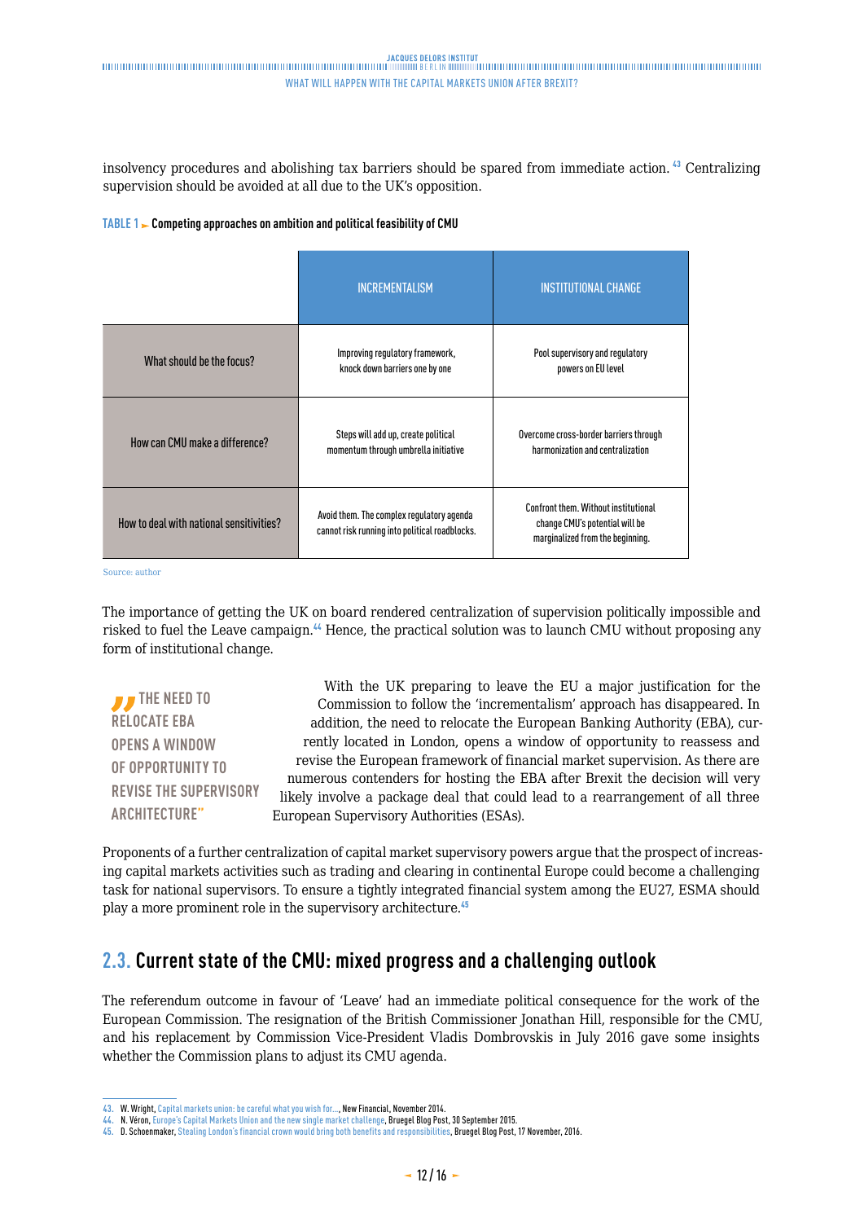insolvency procedures and abolishing tax barriers should be spared from immediate action.[43] Centralizing supervision should be avoided at all due to the UK's opposition.

**TABLE 1 ► Competing approaches on ambition and political feasibility of CMU**

| | INCREMENTALISM | INSTITUTIONAL CHANGE |
|---|---|---|
| What should be the focus? | Improving regulatory framework, knock down barriers one by one | Pool supervisory and regulatory powers on EU level |
| How can CMU make a difference? | Steps will add up, create political momentum through umbrella initiative | Overcome cross-border barriers through harmonization and centralization |
| How to deal with national sensitivities? | Avoid them. The complex regulatory agenda cannot risk running into political roadblocks. | Confront them. Without institutional change CMU's potential will be marginalized from the beginning. |

Source: author

The importance of getting the UK on board rendered centralization of supervision politically impossible and risked to fuel the Leave campaign.[44] Hence, the practical solution was to launch CMU without proposing any form of institutional change.

> "THE NEED TO RELOCATE EBA OPENS A WINDOW OF OPPORTUNITY TO REVISE THE SUPERVISORY ARCHITECTURE"

With the UK preparing to leave the EU a major justification for the Commission to follow the 'incrementalism' approach has disappeared. In addition, the need to relocate the European Banking Authority (EBA), currently located in London, opens a window of opportunity to reassess and revise the European framework of financial market supervision. As there are numerous contenders for hosting the EBA after Brexit the decision will very likely involve a package deal that could lead to a rearrangement of all three European Supervisory Authorities (ESAs).

Proponents of a further centralization of capital market supervisory powers argue that the prospect of increasing capital markets activities such as trading and clearing in continental Europe could become a challenging task for national supervisors. To ensure a tightly integrated financial system among the EU27, ESMA should play a more prominent role in the supervisory architecture.[45]

## 2.3. Current state of the CMU: mixed progress and a challenging outlook

The referendum outcome in favour of 'Leave' had an immediate political consequence for the work of the European Commission. The resignation of the British Commissioner Jonathan Hill, responsible for the CMU, and his replacement by Commission Vice-President Vladis Dombrovskis in July 2016 gave some insights whether the Commission plans to adjust its CMU agenda.

---

43. W. Wright, Capital markets union: be careful what you wish for…, New Financial, November 2014.
44. N. Véron, Europe's Capital Markets Union and the new single market challenge, Bruegel Blog Post, 30 September 2015.
45. D. Schoenmaker, Stealing London's financial crown would bring both benefits and responsibilities, Bruegel Blog Post, 17 November, 2016.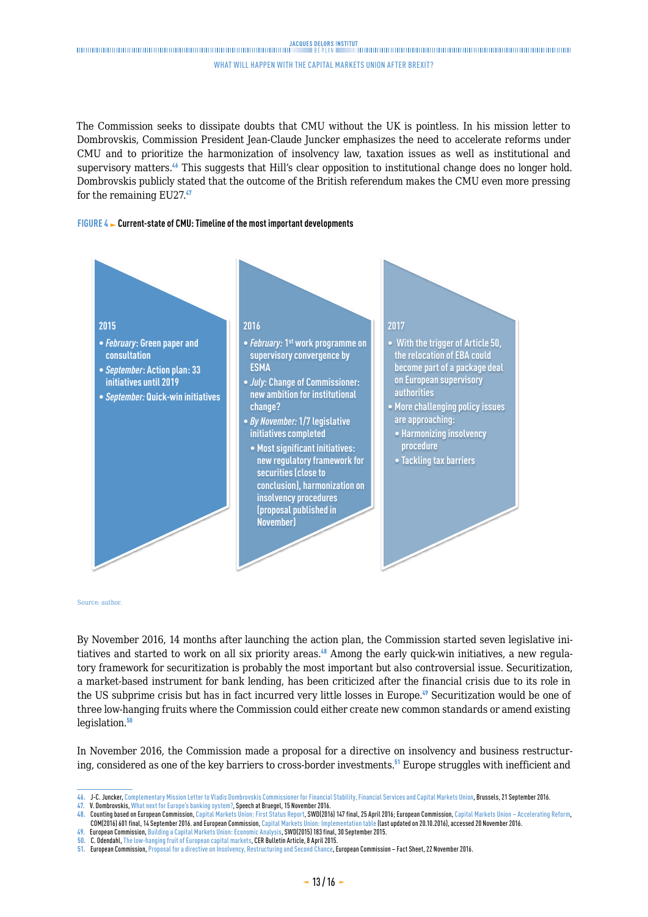The Commission seeks to dissipate doubts that CMU without the UK is pointless. In his mission letter to Dombrovskis, Commission President Jean-Claude Juncker emphasizes the need to accelerate reforms under CMU and to prioritize the harmonization of insolvency law, taxation issues as well as institutional and supervisory matters.[46] This suggests that Hill's clear opposition to institutional change does no longer hold. Dombrovskis publicly stated that the outcome of the British referendum makes the CMU even more pressing for the remaining EU27.[47]

**FIGURE 4 ► Current-state of CMU: Timeline of the most important developments**

**2015**

- *February*: Green paper and consultation
- *September*: Action plan: 33 initiatives until 2019
- *September:* Quick-win initiatives

**2016**

- *February:* 1st work programme on supervisory convergence by ESMA
- *July:* Change of Commissioner: new ambition for institutional change?
- *By November:* 1/7 legislative initiatives completed
  - Most significant initiatives: new regulatory framework for securities (close to conclusion), harmonization on insolvency procedures (proposal published in November)

**2017**

- With the trigger of Article 50, the relocation of EBA could become part of a package deal on European supervisory authorities
- More challenging policy issues are approaching:
  - Harmonizing insolvency procedure
  - Tackling tax barriers

Source: author.

By November 2016, 14 months after launching the action plan, the Commission started seven legislative initiatives and started to work on all six priority areas.[48] Among the early quick-win initiatives, a new regulatory framework for securitization is probably the most important but also controversial issue. Securitization, a market-based instrument for bank lending, has been criticized after the financial crisis due to its role in the US subprime crisis but has in fact incurred very little losses in Europe.[49] Securitization would be one of three low-hanging fruits where the Commission could either create new common standards or amend existing legislation.[50]

In November 2016, the Commission made a proposal for a directive on insolvency and business restructuring, considered as one of the key barriers to cross-border investments.[51] Europe struggles with inefficient and

---

46. J-C. Juncker, Complementary Mission Letter to Vladis Dombrovskis Commissioner for Financial Stability, Financial Services and Capital Markets Union, Brussels, 21 September 2016.
47. V. Dombrovskis, What next for Europe's banking system?, Speech at Bruegel, 15 November 2016.
48. Counting based on European Commission, Capital Markets Union: First Status Report, SWD(2016) 147 final, 25 April 2016; European Commission, Capital Markets Union – Accelerating Reform, COM(2016) 601 final, 14 September 2016. and European Commission, Capital Markets Union: Implementation table (last updated on 20.10.2016), accessed 20 November 2016.
49. European Commission, Building a Capital Markets Union: Economic Analysis, SWD(2015) 183 final, 30 September 2015.
50. C. Odendahl, The low-hanging fruit of European capital markets, CER Bulletin Article, 8 April 2015.
51. European Commission, Proposal for a directive on Insolvency, Restructuring and Second Chance, European Commission – Fact Sheet, 22 November 2016.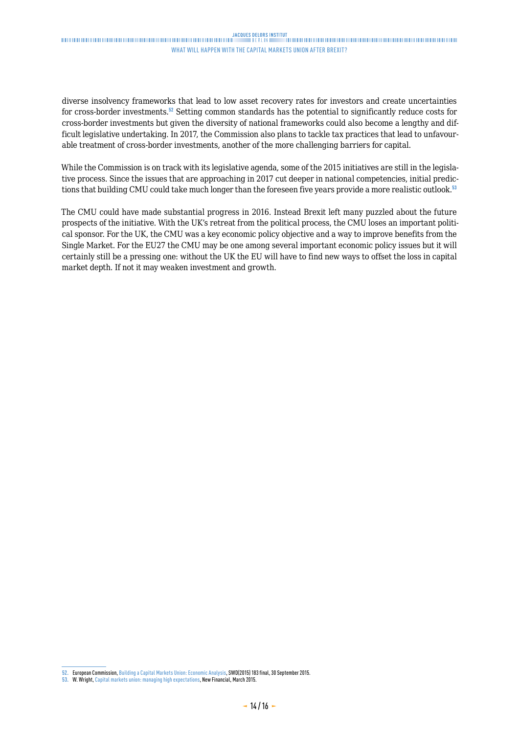diverse insolvency frameworks that lead to low asset recovery rates for investors and create uncertainties for cross-border investments.[52] Setting common standards has the potential to significantly reduce costs for cross-border investments but given the diversity of national frameworks could also become a lengthy and difficult legislative undertaking. In 2017, the Commission also plans to tackle tax practices that lead to unfavourable treatment of cross-border investments, another of the more challenging barriers for capital.

While the Commission is on track with its legislative agenda, some of the 2015 initiatives are still in the legislative process. Since the issues that are approaching in 2017 cut deeper in national competencies, initial predictions that building CMU could take much longer than the foreseen five years provide a more realistic outlook.[53]

The CMU could have made substantial progress in 2016. Instead Brexit left many puzzled about the future prospects of the initiative. With the UK's retreat from the political process, the CMU loses an important political sponsor. For the UK, the CMU was a key economic policy objective and a way to improve benefits from the Single Market. For the EU27 the CMU may be one among several important economic policy issues but it will certainly still be a pressing one: without the UK the EU will have to find new ways to offset the loss in capital market depth. If not it may weaken investment and growth.

---

52. European Commission, Building a Capital Markets Union: Economic Analysis, SWD(2015) 183 final, 30 September 2015.

53. W. Wright, Capital markets union: managing high expectations, New Financial, March 2015.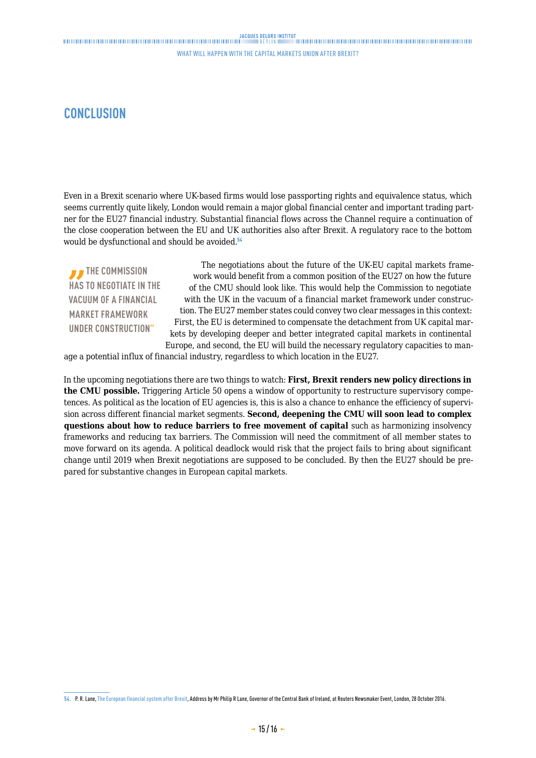## CONCLUSION

Even in a Brexit scenario where UK-based firms would lose passporting rights and equivalence status, which seems currently quite likely, London would remain a major global financial center and important trading partner for the EU27 financial industry. Substantial financial flows across the Channel require a continuation of the close cooperation between the EU and UK authorities also after Brexit. A regulatory race to the bottom would be dysfunctional and should be avoided.[54]

> "THE COMMISSION HAS TO NEGOTIATE IN THE VACUUM OF A FINANCIAL MARKET FRAMEWORK UNDER CONSTRUCTION"

The negotiations about the future of the UK-EU capital markets framework would benefit from a common position of the EU27 on how the future of the CMU should look like. This would help the Commission to negotiate with the UK in the vacuum of a financial market framework under construction. The EU27 member states could convey two clear messages in this context: First, the EU is determined to compensate the detachment from UK capital markets by developing deeper and better integrated capital markets in continental Europe, and second, the EU will build the necessary regulatory capacities to manage a potential influx of financial industry, regardless to which location in the EU27.

In the upcoming negotiations there are two things to watch: **First, Brexit renders new policy directions in the CMU possible.** Triggering Article 50 opens a window of opportunity to restructure supervisory competences. As political as the location of EU agencies is, this is also a chance to enhance the efficiency of supervision across different financial market segments. **Second, deepening the CMU will soon lead to complex questions about how to reduce barriers to free movement of capital** such as harmonizing insolvency frameworks and reducing tax barriers. The Commission will need the commitment of all member states to move forward on its agenda. A political deadlock would risk that the project fails to bring about significant change until 2019 when Brexit negotiations are supposed to be concluded. By then the EU27 should be prepared for substantive changes in European capital markets.

54. P. R. Lane, The European financial system after Brexit, Address by Mr Philip R Lane, Governor of the Central Bank of Ireland, at Reuters Newsmaker Event, London, 28 October 2016.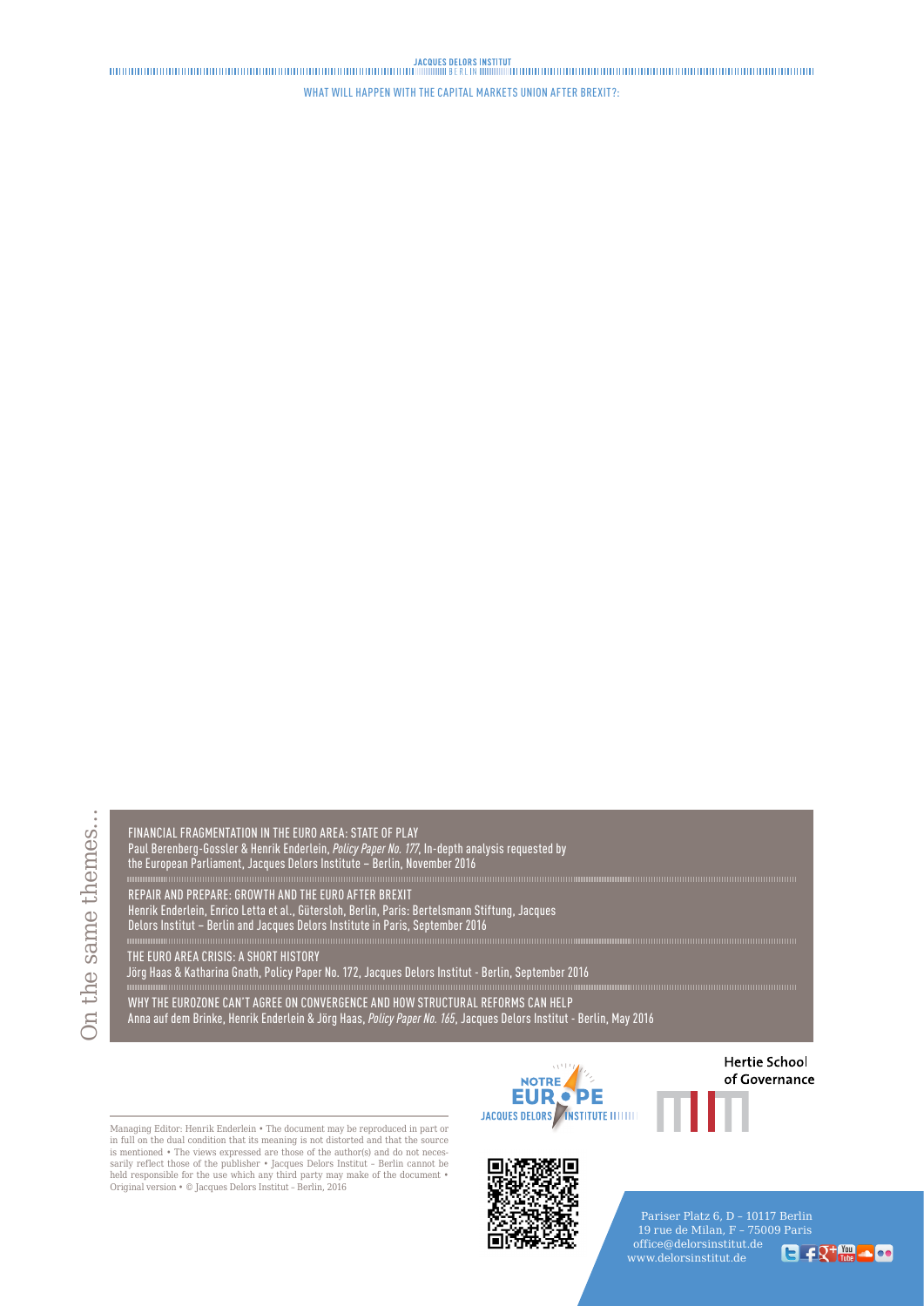## On the same themes…

FINANCIAL FRAGMENTATION IN THE EURO AREA: STATE OF PLAY
Paul Berenberg-Gossler & Henrik Enderlein, *Policy Paper No. 177*, In-depth analysis requested by the European Parliament, Jacques Delors Institute – Berlin, November 2016

REPAIR AND PREPARE: GROWTH AND THE EURO AFTER BREXIT
Henrik Enderlein, Enrico Letta et al., Gütersloh, Berlin, Paris: Bertelsmann Stiftung, Jacques Delors Institut – Berlin and Jacques Delors Institute in Paris, September 2016

THE EURO AREA CRISIS: A SHORT HISTORY
Jörg Haas & Katharina Gnath, Policy Paper No. 172, Jacques Delors Institut - Berlin, September 2016

WHY THE EUROZONE CAN'T AGREE ON CONVERGENCE AND HOW STRUCTURAL REFORMS CAN HELP
Anna auf dem Brinke, Henrik Enderlein & Jörg Haas, *Policy Paper No. 165*, Jacques Delors Institut - Berlin, May 2016

Managing Editor: Henrik Enderlein • The document may be reproduced in part or in full on the dual condition that its meaning is not distorted and that the source is mentioned • The views expressed are those of the author(s) and do not necessarily reflect those of the publisher • Jacques Delors Institut – Berlin cannot be held responsible for the use which any third party may make of the document • Original version • © Jacques Delors Institut - Berlin, 2016

NOTRE EUROPE JACQUES DELORS INSTITUTE

Hertie School of Governance

Pariser Platz 6, D – 10117 Berlin
19 rue de Milan, F – 75009 Paris
office@delorsinstitut.de
www.delorsinstitut.de